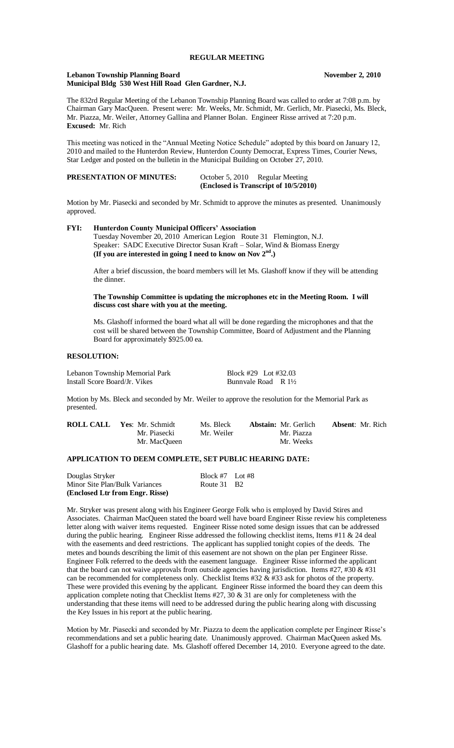**REGULAR MEETING**

**Lebanon Township Planning Board** **November 2, 2010**
**Municipal Bldg 530 West Hill Road Glen Gardner, N.J.**

The 832rd Regular Meeting of the Lebanon Township Planning Board was called to order at 7:08 p.m. by Chairman Gary MacQueen. Present were: Mr. Weeks, Mr. Schmidt, Mr. Gerlich, Mr. Piasecki, Ms. Bleck, Mr. Piazza, Mr. Weiler, Attorney Gallina and Planner Bolan. Engineer Risse arrived at 7:20 p.m. **Excused:** Mr. Rich

This meeting was noticed in the "Annual Meeting Notice Schedule" adopted by this board on January 12, 2010 and mailed to the Hunterdon Review, Hunterdon County Democrat, Express Times, Courier News, Star Ledger and posted on the bulletin in the Municipal Building on October 27, 2010.

**PRESENTATION OF MINUTES:** October 5, 2010 Regular Meeting
**(Enclosed is Transcript of 10/5/2010)**

Motion by Mr. Piasecki and seconded by Mr. Schmidt to approve the minutes as presented. Unanimously approved.

**FYI: Hunterdon County Municipal Officers' Association**
Tuesday November 20, 2010 American Legion Route 31 Flemington, N.J.
Speaker: SADC Executive Director Susan Kraft – Solar, Wind & Biomass Energy
**(If you are interested in going I need to know on Nov 2nd.)**

After a brief discussion, the board members will let Ms. Glashoff know if they will be attending the dinner.

**The Township Committee is updating the microphones etc in the Meeting Room. I will discuss cost share with you at the meeting.**

Ms. Glashoff informed the board what all will be done regarding the microphones and that the cost will be shared between the Township Committee, Board of Adjustment and the Planning Board for approximately $925.00 ea.

**RESOLUTION:**

Lebanon Township Memorial Park — Block #29 Lot #32.03
Install Score Board/Jr. Vikes — Bunnvale Road R 1½

Motion by Ms. Bleck and seconded by Mr. Weiler to approve the resolution for the Memorial Park as presented.

| **ROLL CALL** | **Yes**: Mr. Schmidt | Ms. Bleck | **Abstain:** Mr. Gerlich | **Absent**: Mr. Rich |
|---|---|---|---|---|
| | Mr. Piasecki | Mr. Weiler | Mr. Piazza | |
| | Mr. MacQueen | | Mr. Weeks | |

**APPLICATION TO DEEM COMPLETE, SET PUBLIC HEARING DATE:**

Douglas Stryker — Block #7 Lot #8
Minor Site Plan/Bulk Variances — Route 31 B2
**(Enclosed Ltr from Engr. Risse)**

Mr. Stryker was present along with his Engineer George Folk who is employed by David Stires and Associates. Chairman MacQueen stated the board well have board Engineer Risse review his completeness letter along with waiver items requested. Engineer Risse noted some design issues that can be addressed during the public hearing. Engineer Risse addressed the following checklist items, Items #11 & 24 deal with the easements and deed restrictions. The applicant has supplied tonight copies of the deeds. The metes and bounds describing the limit of this easement are not shown on the plan per Engineer Risse. Engineer Folk referred to the deeds with the easement language. Engineer Risse informed the applicant that the board can not waive approvals from outside agencies having jurisdiction. Items #27, #30 & #31 can be recommended for completeness only. Checklist Items #32 & #33 ask for photos of the property. These were provided this evening by the applicant. Engineer Risse informed the board they can deem this application complete noting that Checklist Items #27, 30 & 31 are only for completeness with the understanding that these items will need to be addressed during the public hearing along with discussing the Key Issues in his report at the public hearing.

Motion by Mr. Piasecki and seconded by Mr. Piazza to deem the application complete per Engineer Risse's recommendations and set a public hearing date. Unanimously approved. Chairman MacQueen asked Ms. Glashoff for a public hearing date. Ms. Glashoff offered December 14, 2010. Everyone agreed to the date.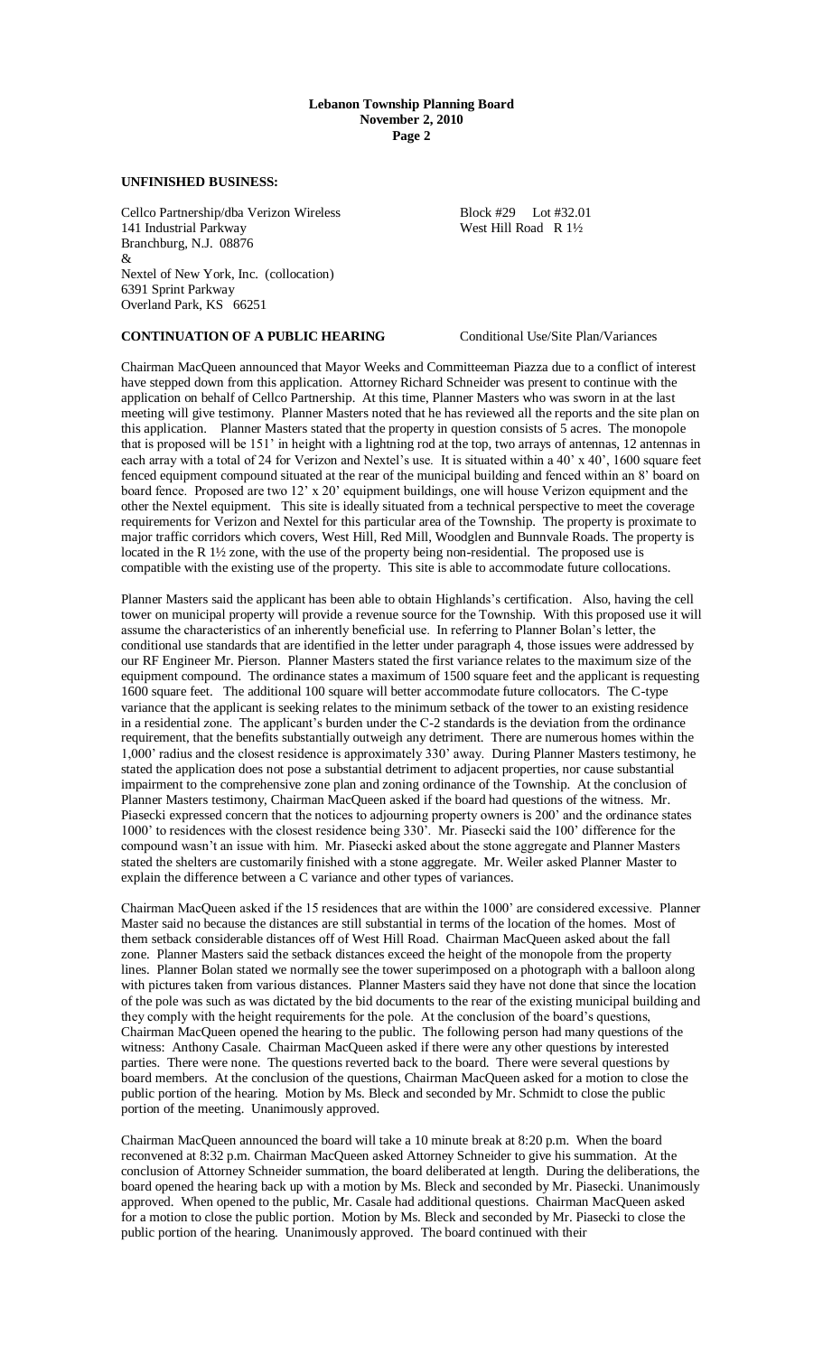## UNFINISHED BUSINESS:

Cellco Partnership/dba Verizon Wireless
141 Industrial Parkway
Branchburg, N.J. 08876
&
Nextel of New York, Inc. (collocation)
6391 Sprint Parkway
Overland Park, KS 66251

Block #29 Lot #32.01
West Hill Road R 1½

**CONTINUATION OF A PUBLIC HEARING** Conditional Use/Site Plan/Variances

Chairman MacQueen announced that Mayor Weeks and Committeeman Piazza due to a conflict of interest have stepped down from this application. Attorney Richard Schneider was present to continue with the application on behalf of Cellco Partnership. At this time, Planner Masters who was sworn in at the last meeting will give testimony. Planner Masters noted that he has reviewed all the reports and the site plan on this application. Planner Masters stated that the property in question consists of 5 acres. The monopole that is proposed will be 151' in height with a lightning rod at the top, two arrays of antennas, 12 antennas in each array with a total of 24 for Verizon and Nextel's use. It is situated within a 40' x 40', 1600 square feet fenced equipment compound situated at the rear of the municipal building and fenced within an 8' board on board fence. Proposed are two 12' x 20' equipment buildings, one will house Verizon equipment and the other the Nextel equipment. This site is ideally situated from a technical perspective to meet the coverage requirements for Verizon and Nextel for this particular area of the Township. The property is proximate to major traffic corridors which covers, West Hill, Red Mill, Woodglen and Bunnvale Roads. The property is located in the R 1½ zone, with the use of the property being non-residential. The proposed use is compatible with the existing use of the property. This site is able to accommodate future collocations.

Planner Masters said the applicant has been able to obtain Highlands's certification. Also, having the cell tower on municipal property will provide a revenue source for the Township. With this proposed use it will assume the characteristics of an inherently beneficial use. In referring to Planner Bolan's letter, the conditional use standards that are identified in the letter under paragraph 4, those issues were addressed by our RF Engineer Mr. Pierson. Planner Masters stated the first variance relates to the maximum size of the equipment compound. The ordinance states a maximum of 1500 square feet and the applicant is requesting 1600 square feet. The additional 100 square will better accommodate future collocators. The C-type variance that the applicant is seeking relates to the minimum setback of the tower to an existing residence in a residential zone. The applicant's burden under the C-2 standards is the deviation from the ordinance requirement, that the benefits substantially outweigh any detriment. There are numerous homes within the 1,000' radius and the closest residence is approximately 330' away. During Planner Masters testimony, he stated the application does not pose a substantial detriment to adjacent properties, nor cause substantial impairment to the comprehensive zone plan and zoning ordinance of the Township. At the conclusion of Planner Masters testimony, Chairman MacQueen asked if the board had questions of the witness. Mr. Piasecki expressed concern that the notices to adjourning property owners is 200' and the ordinance states 1000' to residences with the closest residence being 330'. Mr. Piasecki said the 100' difference for the compound wasn't an issue with him. Mr. Piasecki asked about the stone aggregate and Planner Masters stated the shelters are customarily finished with a stone aggregate. Mr. Weiler asked Planner Master to explain the difference between a C variance and other types of variances.

Chairman MacQueen asked if the 15 residences that are within the 1000' are considered excessive. Planner Master said no because the distances are still substantial in terms of the location of the homes. Most of them setback considerable distances off of West Hill Road. Chairman MacQueen asked about the fall zone. Planner Masters said the setback distances exceed the height of the monopole from the property lines. Planner Bolan stated we normally see the tower superimposed on a photograph with a balloon along with pictures taken from various distances. Planner Masters said they have not done that since the location of the pole was such as was dictated by the bid documents to the rear of the existing municipal building and they comply with the height requirements for the pole. At the conclusion of the board's questions, Chairman MacQueen opened the hearing to the public. The following person had many questions of the witness: Anthony Casale. Chairman MacQueen asked if there were any other questions by interested parties. There were none. The questions reverted back to the board. There were several questions by board members. At the conclusion of the questions, Chairman MacQueen asked for a motion to close the public portion of the hearing. Motion by Ms. Bleck and seconded by Mr. Schmidt to close the public portion of the meeting. Unanimously approved.

Chairman MacQueen announced the board will take a 10 minute break at 8:20 p.m. When the board reconvened at 8:32 p.m. Chairman MacQueen asked Attorney Schneider to give his summation. At the conclusion of Attorney Schneider summation, the board deliberated at length. During the deliberations, the board opened the hearing back up with a motion by Ms. Bleck and seconded by Mr. Piasecki. Unanimously approved. When opened to the public, Mr. Casale had additional questions. Chairman MacQueen asked for a motion to close the public portion. Motion by Ms. Bleck and seconded by Mr. Piasecki to close the public portion of the hearing. Unanimously approved. The board continued with their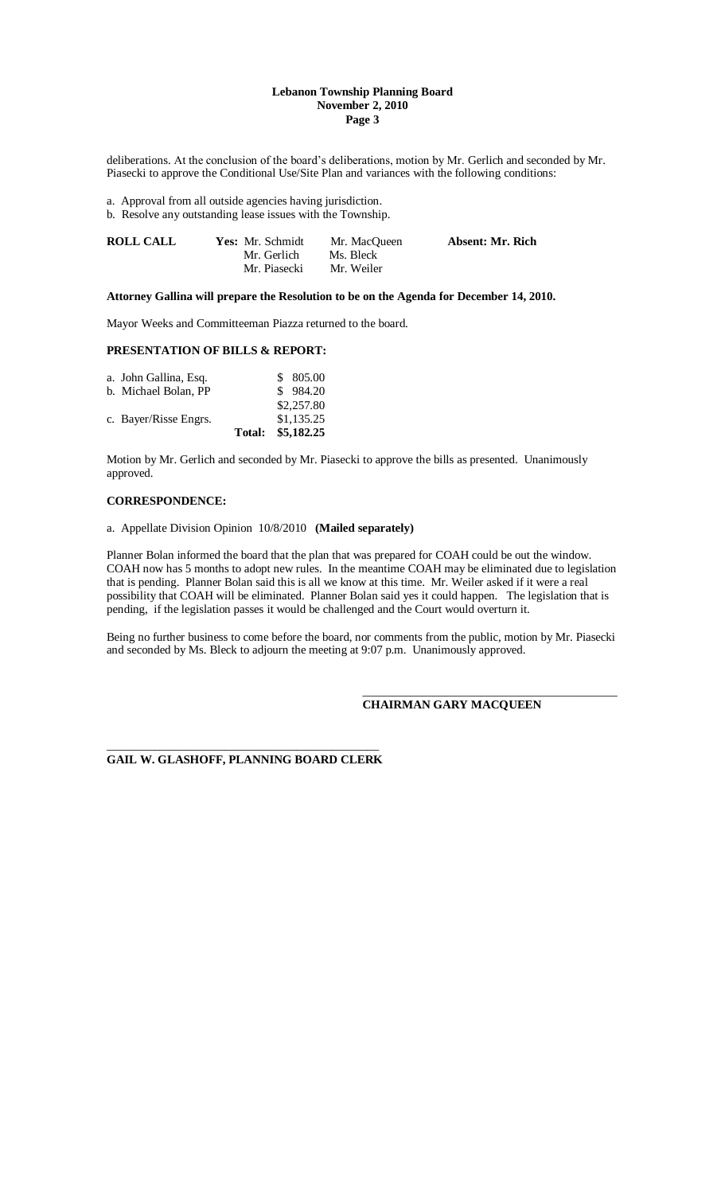deliberations. At the conclusion of the board's deliberations, motion by Mr. Gerlich and seconded by Mr. Piasecki to approve the Conditional Use/Site Plan and variances with the following conditions:

a. Approval from all outside agencies having jurisdiction.
b. Resolve any outstanding lease issues with the Township.

| | | | |
|---|---|---|---|
| **ROLL CALL** | **Yes:** Mr. Schmidt | Mr. MacQueen | **Absent: Mr. Rich** |
| | Mr. Gerlich | Ms. Bleck | |
| | Mr. Piasecki | Mr. Weiler | |

**Attorney Gallina will prepare the Resolution to be on the Agenda for December 14, 2010.**

Mayor Weeks and Committeeman Piazza returned to the board.

**PRESENTATION OF BILLS & REPORT:**

| | | |
|---|---|---|
| a. John Gallina, Esq. | | \$ 805.00 |
| b. Michael Bolan, PP | | \$ 984.20 |
| | | \$2,257.80 |
| c. Bayer/Risse Engrs. | | \$1,135.25 |
| | **Total:** | **\$5,182.25** |

Motion by Mr. Gerlich and seconded by Mr. Piasecki to approve the bills as presented. Unanimously approved.

**CORRESPONDENCE:**

a. Appellate Division Opinion 10/8/2010 **(Mailed separately)**

Planner Bolan informed the board that the plan that was prepared for COAH could be out the window. COAH now has 5 months to adopt new rules. In the meantime COAH may be eliminated due to legislation that is pending. Planner Bolan said this is all we know at this time. Mr. Weiler asked if it were a real possibility that COAH will be eliminated. Planner Bolan said yes it could happen. The legislation that is pending, if the legislation passes it would be challenged and the Court would overturn it.

Being no further business to come before the board, nor comments from the public, motion by Mr. Piasecki and seconded by Ms. Bleck to adjourn the meeting at 9:07 p.m. Unanimously approved.

\_\_\_\_\_\_\_\_\_\_\_\_\_\_\_\_\_\_\_\_\_\_\_\_\_\_\_\_\_\_\_\_\_\_\_\_\_\_\_\_
**CHAIRMAN GARY MACQUEEN**

\_\_\_\_\_\_\_\_\_\_\_\_\_\_\_\_\_\_\_\_\_\_\_\_\_\_\_\_\_\_\_\_\_\_\_\_\_\_\_\_
**GAIL W. GLASHOFF, PLANNING BOARD CLERK**